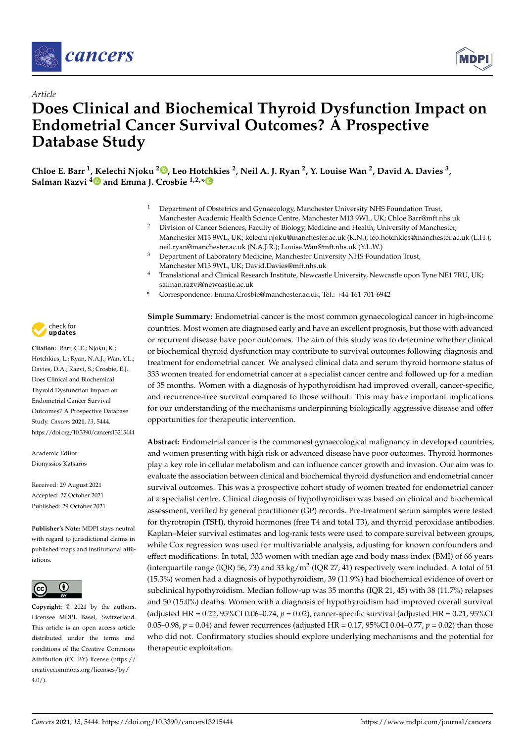*Article*

# Does Clinical and Biochemical Thyroid Dysfunction Impact on Endometrial Cancer Survival Outcomes? A Prospective Database Study

**Chloe E. Barr [1], Kelechi Njoku [2], Leo Hotchkies [2], Neil A. J. Ryan [2], Y. Louise Wan [2], David A. Davies [3], Salman Razvi [4] and Emma J. Crosbie [1,2,*]**

[1] Department of Obstetrics and Gynaecology, Manchester University NHS Foundation Trust, Manchester Academic Health Science Centre, Manchester M13 9WL, UK; Chloe.Barr@mft.nhs.uk

[2] Division of Cancer Sciences, Faculty of Biology, Medicine and Health, University of Manchester, Manchester M13 9WL, UK; kelechi.njoku@manchester.ac.uk (K.N.); leo.hotchkies@manchester.ac.uk (L.H.); neil.ryan@manchester.ac.uk (N.A.J.R.); Louise.Wan@mft.nhs.uk (Y.L.W.)

[3] Department of Laboratory Medicine, Manchester University NHS Foundation Trust, Manchester M13 9WL, UK; David.Davies@mft.nhs.uk

[4] Translational and Clinical Research Institute, Newcastle University, Newcastle upon Tyne NE1 7RU, UK; salman.razvi@newcastle.ac.uk

\* Correspondence: Emma.Crosbie@manchester.ac.uk; Tel.: +44-161-701-6942

**Citation:** Barr, C.E.; Njoku, K.; Hotchkies, L.; Ryan, N.A.J.; Wan, Y.L.; Davies, D.A.; Razvi, S.; Crosbie, E.J. Does Clinical and Biochemical Thyroid Dysfunction Impact on Endometrial Cancer Survival Outcomes? A Prospective Database Study. *Cancers* **2021**, *13*, 5444. https://doi.org/10.3390/cancers13215444

Academic Editor: Dionyssios Katsaròs

Received: 29 August 2021
Accepted: 27 October 2021
Published: 29 October 2021

**Publisher's Note:** MDPI stays neutral with regard to jurisdictional claims in published maps and institutional affiliations.

**Copyright:** © 2021 by the authors. Licensee MDPI, Basel, Switzerland. This article is an open access article distributed under the terms and conditions of the Creative Commons Attribution (CC BY) license (https://creativecommons.org/licenses/by/4.0/).

**Simple Summary:** Endometrial cancer is the most common gynaecological cancer in high-income countries. Most women are diagnosed early and have an excellent prognosis, but those with advanced or recurrent disease have poor outcomes. The aim of this study was to determine whether clinical or biochemical thyroid dysfunction may contribute to survival outcomes following diagnosis and treatment for endometrial cancer. We analysed clinical data and serum thyroid hormone status of 333 women treated for endometrial cancer at a specialist cancer centre and followed up for a median of 35 months. Women with a diagnosis of hypothyroidism had improved overall, cancer-specific, and recurrence-free survival compared to those without. This may have important implications for our understanding of the mechanisms underpinning biologically aggressive disease and offer opportunities for therapeutic intervention.

**Abstract:** Endometrial cancer is the commonest gynaecological malignancy in developed countries, and women presenting with high risk or advanced disease have poor outcomes. Thyroid hormones play a key role in cellular metabolism and can influence cancer growth and invasion. Our aim was to evaluate the association between clinical and biochemical thyroid dysfunction and endometrial cancer survival outcomes. This was a prospective cohort study of women treated for endometrial cancer at a specialist centre. Clinical diagnosis of hypothyroidism was based on clinical and biochemical assessment, verified by general practitioner (GP) records. Pre-treatment serum samples were tested for thyrotropin (TSH), thyroid hormones (free T4 and total T3), and thyroid peroxidase antibodies. Kaplan–Meier survival estimates and log-rank tests were used to compare survival between groups, while Cox regression was used for multivariable analysis, adjusting for known confounders and effect modifications. In total, 333 women with median age and body mass index (BMI) of 66 years (interquartile range (IQR) 56, 73) and 33 kg/m$^2$ (IQR 27, 41) respectively were included. A total of 51 (15.3%) women had a diagnosis of hypothyroidism, 39 (11.9%) had biochemical evidence of overt or subclinical hypothyroidism. Median follow-up was 35 months (IQR 21, 45) with 38 (11.7%) relapses and 50 (15.0%) deaths. Women with a diagnosis of hypothyroidism had improved overall survival (adjusted HR = 0.22, 95%CI 0.06–0.74, $p = 0.02$), cancer-specific survival (adjusted HR = 0.21, 95%CI 0.05–0.98, $p = 0.04$) and fewer recurrences (adjusted HR = 0.17, 95%CI 0.04–0.77, $p = 0.02$) than those who did not. Confirmatory studies should explore underlying mechanisms and the potential for therapeutic exploitation.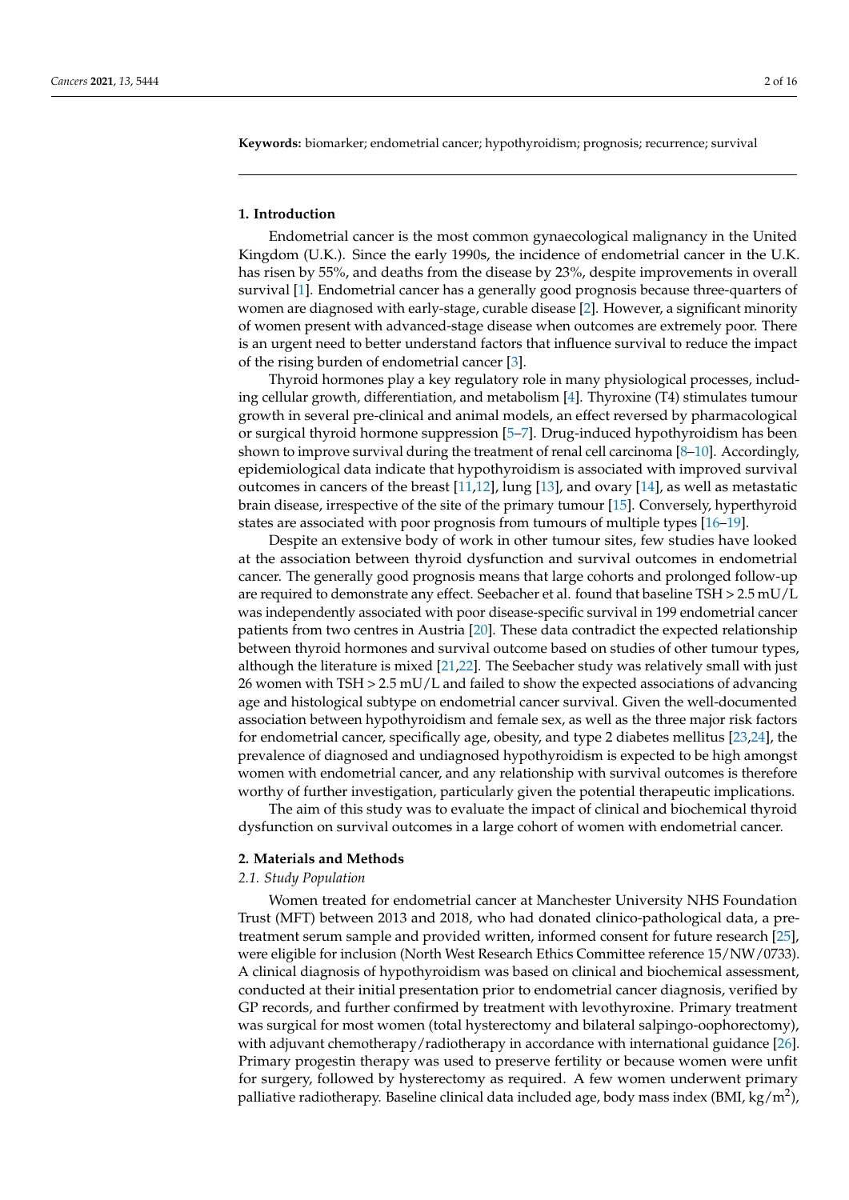**Keywords:** biomarker; endometrial cancer; hypothyroidism; prognosis; recurrence; survival

## 1. Introduction

Endometrial cancer is the most common gynaecological malignancy in the United Kingdom (U.K.). Since the early 1990s, the incidence of endometrial cancer in the U.K. has risen by 55%, and deaths from the disease by 23%, despite improvements in overall survival [1]. Endometrial cancer has a generally good prognosis because three-quarters of women are diagnosed with early-stage, curable disease [2]. However, a significant minority of women present with advanced-stage disease when outcomes are extremely poor. There is an urgent need to better understand factors that influence survival to reduce the impact of the rising burden of endometrial cancer [3].

Thyroid hormones play a key regulatory role in many physiological processes, including cellular growth, differentiation, and metabolism [4]. Thyroxine (T4) stimulates tumour growth in several pre-clinical and animal models, an effect reversed by pharmacological or surgical thyroid hormone suppression [5–7]. Drug-induced hypothyroidism has been shown to improve survival during the treatment of renal cell carcinoma [8–10]. Accordingly, epidemiological data indicate that hypothyroidism is associated with improved survival outcomes in cancers of the breast [11,12], lung [13], and ovary [14], as well as metastatic brain disease, irrespective of the site of the primary tumour [15]. Conversely, hyperthyroid states are associated with poor prognosis from tumours of multiple types [16–19].

Despite an extensive body of work in other tumour sites, few studies have looked at the association between thyroid dysfunction and survival outcomes in endometrial cancer. The generally good prognosis means that large cohorts and prolonged follow-up are required to demonstrate any effect. Seebacher et al. found that baseline TSH > 2.5 mU/L was independently associated with poor disease-specific survival in 199 endometrial cancer patients from two centres in Austria [20]. These data contradict the expected relationship between thyroid hormones and survival outcome based on studies of other tumour types, although the literature is mixed [21,22]. The Seebacher study was relatively small with just 26 women with TSH > 2.5 mU/L and failed to show the expected associations of advancing age and histological subtype on endometrial cancer survival. Given the well-documented association between hypothyroidism and female sex, as well as the three major risk factors for endometrial cancer, specifically age, obesity, and type 2 diabetes mellitus [23,24], the prevalence of diagnosed and undiagnosed hypothyroidism is expected to be high amongst women with endometrial cancer, and any relationship with survival outcomes is therefore worthy of further investigation, particularly given the potential therapeutic implications.

The aim of this study was to evaluate the impact of clinical and biochemical thyroid dysfunction on survival outcomes in a large cohort of women with endometrial cancer.

## 2. Materials and Methods

### 2.1. Study Population

Women treated for endometrial cancer at Manchester University NHS Foundation Trust (MFT) between 2013 and 2018, who had donated clinico-pathological data, a pre-treatment serum sample and provided written, informed consent for future research [25], were eligible for inclusion (North West Research Ethics Committee reference 15/NW/0733). A clinical diagnosis of hypothyroidism was based on clinical and biochemical assessment, conducted at their initial presentation prior to endometrial cancer diagnosis, verified by GP records, and further confirmed by treatment with levothyroxine. Primary treatment was surgical for most women (total hysterectomy and bilateral salpingo-oophorectomy), with adjuvant chemotherapy/radiotherapy in accordance with international guidance [26]. Primary progestin therapy was used to preserve fertility or because women were unfit for surgery, followed by hysterectomy as required. A few women underwent primary palliative radiotherapy. Baseline clinical data included age, body mass index (BMI, kg/m$^2$),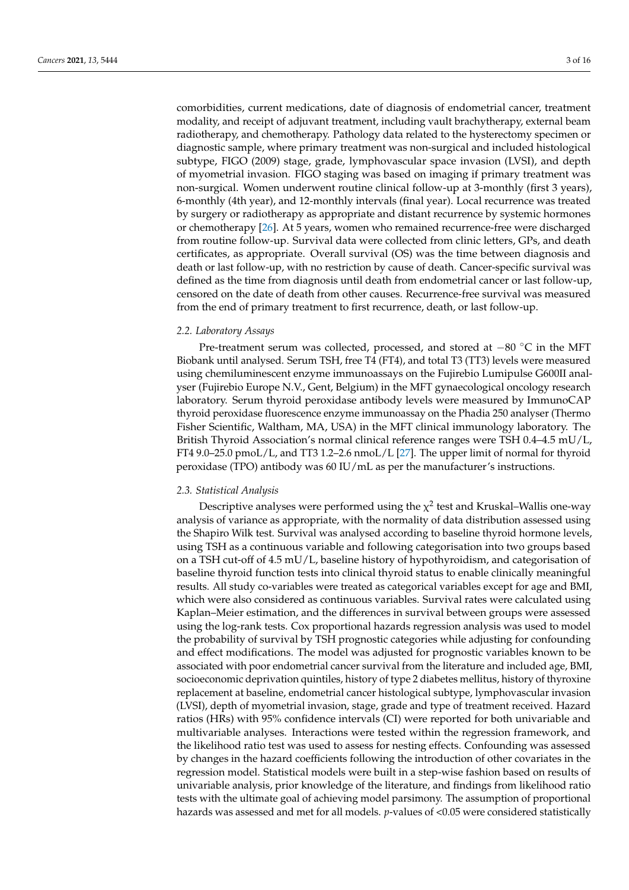comorbidities, current medications, date of diagnosis of endometrial cancer, treatment modality, and receipt of adjuvant treatment, including vault brachytherapy, external beam radiotherapy, and chemotherapy. Pathology data related to the hysterectomy specimen or diagnostic sample, where primary treatment was non-surgical and included histological subtype, FIGO (2009) stage, grade, lymphovascular space invasion (LVSI), and depth of myometrial invasion. FIGO staging was based on imaging if primary treatment was non-surgical. Women underwent routine clinical follow-up at 3-monthly (first 3 years), 6-monthly (4th year), and 12-monthly intervals (final year). Local recurrence was treated by surgery or radiotherapy as appropriate and distant recurrence by systemic hormones or chemotherapy [26]. At 5 years, women who remained recurrence-free were discharged from routine follow-up. Survival data were collected from clinic letters, GPs, and death certificates, as appropriate. Overall survival (OS) was the time between diagnosis and death or last follow-up, with no restriction by cause of death. Cancer-specific survival was defined as the time from diagnosis until death from endometrial cancer or last follow-up, censored on the date of death from other causes. Recurrence-free survival was measured from the end of primary treatment to first recurrence, death, or last follow-up.

### *2.2. Laboratory Assays*

Pre-treatment serum was collected, processed, and stored at −80 °C in the MFT Biobank until analysed. Serum TSH, free T4 (FT4), and total T3 (TT3) levels were measured using chemiluminescent enzyme immunoassays on the Fujirebio Lumipulse G600II analyser (Fujirebio Europe N.V., Gent, Belgium) in the MFT gynaecological oncology research laboratory. Serum thyroid peroxidase antibody levels were measured by ImmunoCAP thyroid peroxidase fluorescence enzyme immunoassay on the Phadia 250 analyser (Thermo Fisher Scientific, Waltham, MA, USA) in the MFT clinical immunology laboratory. The British Thyroid Association's normal clinical reference ranges were TSH 0.4–4.5 mU/L, FT4 9.0–25.0 pmol/L, and TT3 1.2–2.6 nmol/L [27]. The upper limit of normal for thyroid peroxidase (TPO) antibody was 60 IU/mL as per the manufacturer's instructions.

### *2.3. Statistical Analysis*

Descriptive analyses were performed using the $\chi^2$ test and Kruskal–Wallis one-way analysis of variance as appropriate, with the normality of data distribution assessed using the Shapiro Wilk test. Survival was analysed according to baseline thyroid hormone levels, using TSH as a continuous variable and following categorisation into two groups based on a TSH cut-off of 4.5 mU/L, baseline history of hypothyroidism, and categorisation of baseline thyroid function tests into clinical thyroid status to enable clinically meaningful results. All study co-variables were treated as categorical variables except for age and BMI, which were also considered as continuous variables. Survival rates were calculated using Kaplan–Meier estimation, and the differences in survival between groups were assessed using the log-rank tests. Cox proportional hazards regression analysis was used to model the probability of survival by TSH prognostic categories while adjusting for confounding and effect modifications. The model was adjusted for prognostic variables known to be associated with poor endometrial cancer survival from the literature and included age, BMI, socioeconomic deprivation quintiles, history of type 2 diabetes mellitus, history of thyroxine replacement at baseline, endometrial cancer histological subtype, lymphovascular invasion (LVSI), depth of myometrial invasion, stage, grade and type of treatment received. Hazard ratios (HRs) with 95% confidence intervals (CI) were reported for both univariable and multivariable analyses. Interactions were tested within the regression framework, and the likelihood ratio test was used to assess for nesting effects. Confounding was assessed by changes in the hazard coefficients following the introduction of other covariates in the regression model. Statistical models were built in a step-wise fashion based on results of univariable analysis, prior knowledge of the literature, and findings from likelihood ratio tests with the ultimate goal of achieving model parsimony. The assumption of proportional hazards was assessed and met for all models. *p*-values of $<0.05$ were considered statistically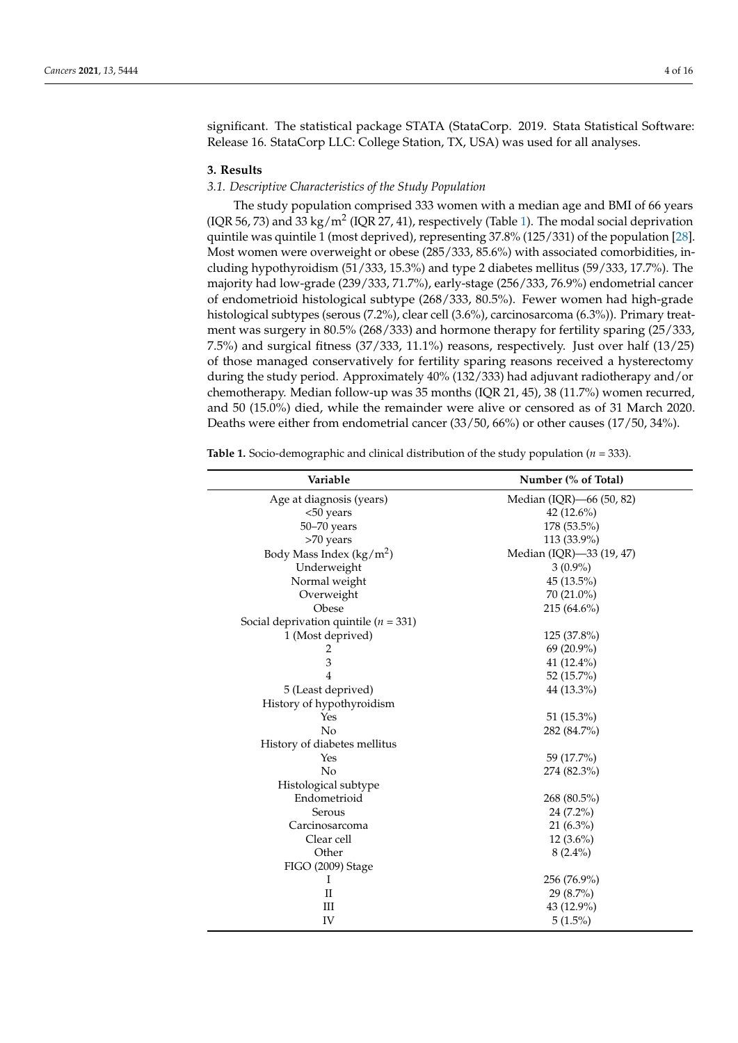significant. The statistical package STATA (StataCorp. 2019. Stata Statistical Software: Release 16. StataCorp LLC: College Station, TX, USA) was used for all analyses.

## 3. Results

### *3.1. Descriptive Characteristics of the Study Population*

The study population comprised 333 women with a median age and BMI of 66 years (IQR 56, 73) and 33 kg/m$^2$ (IQR 27, 41), respectively (Table 1). The modal social deprivation quintile was quintile 1 (most deprived), representing 37.8% (125/331) of the population [28]. Most women were overweight or obese (285/333, 85.6%) with associated comorbidities, including hypothyroidism (51/333, 15.3%) and type 2 diabetes mellitus (59/333, 17.7%). The majority had low-grade (239/333, 71.7%), early-stage (256/333, 76.9%) endometrial cancer of endometrioid histological subtype (268/333, 80.5%). Fewer women had high-grade histological subtypes (serous (7.2%), clear cell (3.6%), carcinosarcoma (6.3%)). Primary treatment was surgery in 80.5% (268/333) and hormone therapy for fertility sparing (25/333, 7.5%) and surgical fitness (37/333, 11.1%) reasons, respectively. Just over half (13/25) of those managed conservatively for fertility sparing reasons received a hysterectomy during the study period. Approximately 40% (132/333) had adjuvant radiotherapy and/or chemotherapy. Median follow-up was 35 months (IQR 21, 45), 38 (11.7%) women recurred, and 50 (15.0%) died, while the remainder were alive or censored as of 31 March 2020. Deaths were either from endometrial cancer (33/50, 66%) or other causes (17/50, 34%).

**Table 1.** Socio-demographic and clinical distribution of the study population ($n$ = 333).

| Variable | Number (% of Total) |
|---|---|
| Age at diagnosis (years) | Median (IQR)—66 (50, 82) |
| <50 years | 42 (12.6%) |
| 50–70 years | 178 (53.5%) |
| >70 years | 113 (33.9%) |
| Body Mass Index (kg/m$^2$) | Median (IQR)—33 (19, 47) |
| Underweight | 3 (0.9%) |
| Normal weight | 45 (13.5%) |
| Overweight | 70 (21.0%) |
| Obese | 215 (64.6%) |
| Social deprivation quintile ($n$ = 331) | |
| 1 (Most deprived) | 125 (37.8%) |
| 2 | 69 (20.9%) |
| 3 | 41 (12.4%) |
| 4 | 52 (15.7%) |
| 5 (Least deprived) | 44 (13.3%) |
| History of hypothyroidism | |
| Yes | 51 (15.3%) |
| No | 282 (84.7%) |
| History of diabetes mellitus | |
| Yes | 59 (17.7%) |
| No | 274 (82.3%) |
| Histological subtype | |
| Endometrioid | 268 (80.5%) |
| Serous | 24 (7.2%) |
| Carcinosarcoma | 21 (6.3%) |
| Clear cell | 12 (3.6%) |
| Other | 8 (2.4%) |
| FIGO (2009) Stage | |
| I | 256 (76.9%) |
| II | 29 (8.7%) |
| III | 43 (12.9%) |
| IV | 5 (1.5%) |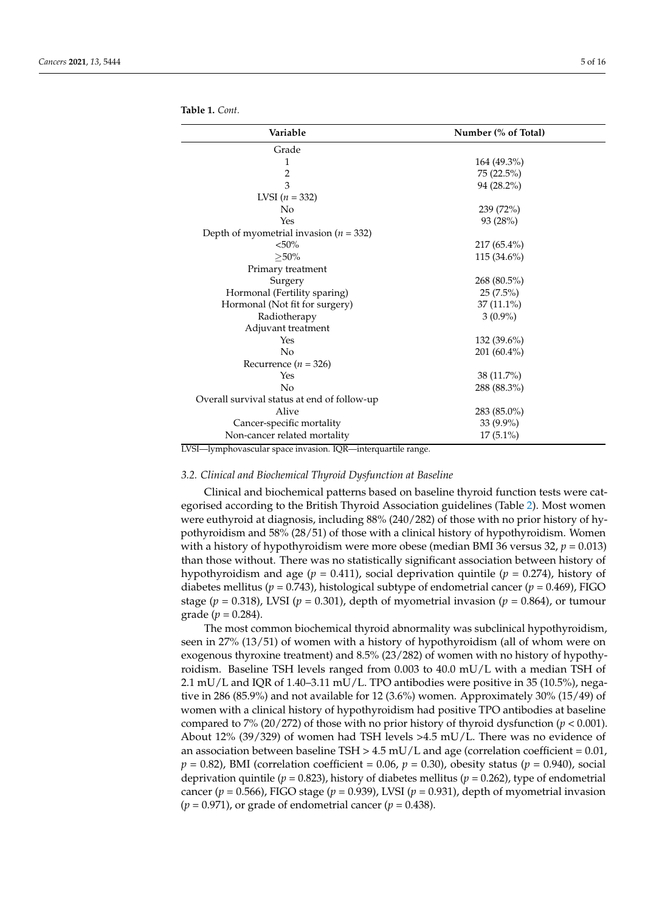**Table 1.** *Cont.*

| Variable | Number (% of Total) |
| --- | --- |
| Grade | |
| 1 | 164 (49.3%) |
| 2 | 75 (22.5%) |
| 3 | 94 (28.2%) |
| LVSI ($n$ = 332) | |
| No | 239 (72%) |
| Yes | 93 (28%) |
| Depth of myometrial invasion ($n$ = 332) | |
| <50% | 217 (65.4%) |
| ≥50% | 115 (34.6%) |
| Primary treatment | |
| Surgery | 268 (80.5%) |
| Hormonal (Fertility sparing) | 25 (7.5%) |
| Hormonal (Not fit for surgery) | 37 (11.1%) |
| Radiotherapy | 3 (0.9%) |
| Adjuvant treatment | |
| Yes | 132 (39.6%) |
| No | 201 (60.4%) |
| Recurrence ($n$ = 326) | |
| Yes | 38 (11.7%) |
| No | 288 (88.3%) |
| Overall survival status at end of follow-up | |
| Alive | 283 (85.0%) |
| Cancer-specific mortality | 33 (9.9%) |
| Non-cancer related mortality | 17 (5.1%) |

LVSI—lymphovascular space invasion. IQR—interquartile range.

### *3.2. Clinical and Biochemical Thyroid Dysfunction at Baseline*

Clinical and biochemical patterns based on baseline thyroid function tests were categorised according to the British Thyroid Association guidelines (Table 2). Most women were euthyroid at diagnosis, including 88% (240/282) of those with no prior history of hypothyroidism and 58% (28/51) of those with a clinical history of hypothyroidism. Women with a history of hypothyroidism were more obese (median BMI 36 versus 32, $p$ = 0.013) than those without. There was no statistically significant association between history of hypothyroidism and age ($p$ = 0.411), social deprivation quintile ($p$ = 0.274), history of diabetes mellitus ($p$ = 0.743), histological subtype of endometrial cancer ($p$ = 0.469), FIGO stage ($p$ = 0.318), LVSI ($p$ = 0.301), depth of myometrial invasion ($p$ = 0.864), or tumour grade ($p$ = 0.284).

The most common biochemical thyroid abnormality was subclinical hypothyroidism, seen in 27% (13/51) of women with a history of hypothyroidism (all of whom were on exogenous thyroxine treatment) and 8.5% (23/282) of women with no history of hypothyroidism. Baseline TSH levels ranged from 0.003 to 40.0 mU/L with a median TSH of 2.1 mU/L and IQR of 1.40–3.11 mU/L. TPO antibodies were positive in 35 (10.5%), negative in 286 (85.9%) and not available for 12 (3.6%) women. Approximately 30% (15/49) of women with a clinical history of hypothyroidism had positive TPO antibodies at baseline compared to 7% (20/272) of those with no prior history of thyroid dysfunction ($p$ < 0.001). About 12% (39/329) of women had TSH levels >4.5 mU/L. There was no evidence of an association between baseline TSH > 4.5 mU/L and age (correlation coefficient = 0.01, $p$ = 0.82), BMI (correlation coefficient = 0.06, $p$ = 0.30), obesity status ($p$ = 0.940), social deprivation quintile ($p$ = 0.823), history of diabetes mellitus ($p$ = 0.262), type of endometrial cancer ($p$ = 0.566), FIGO stage ($p$ = 0.939), LVSI ($p$ = 0.931), depth of myometrial invasion ($p$ = 0.971), or grade of endometrial cancer ($p$ = 0.438).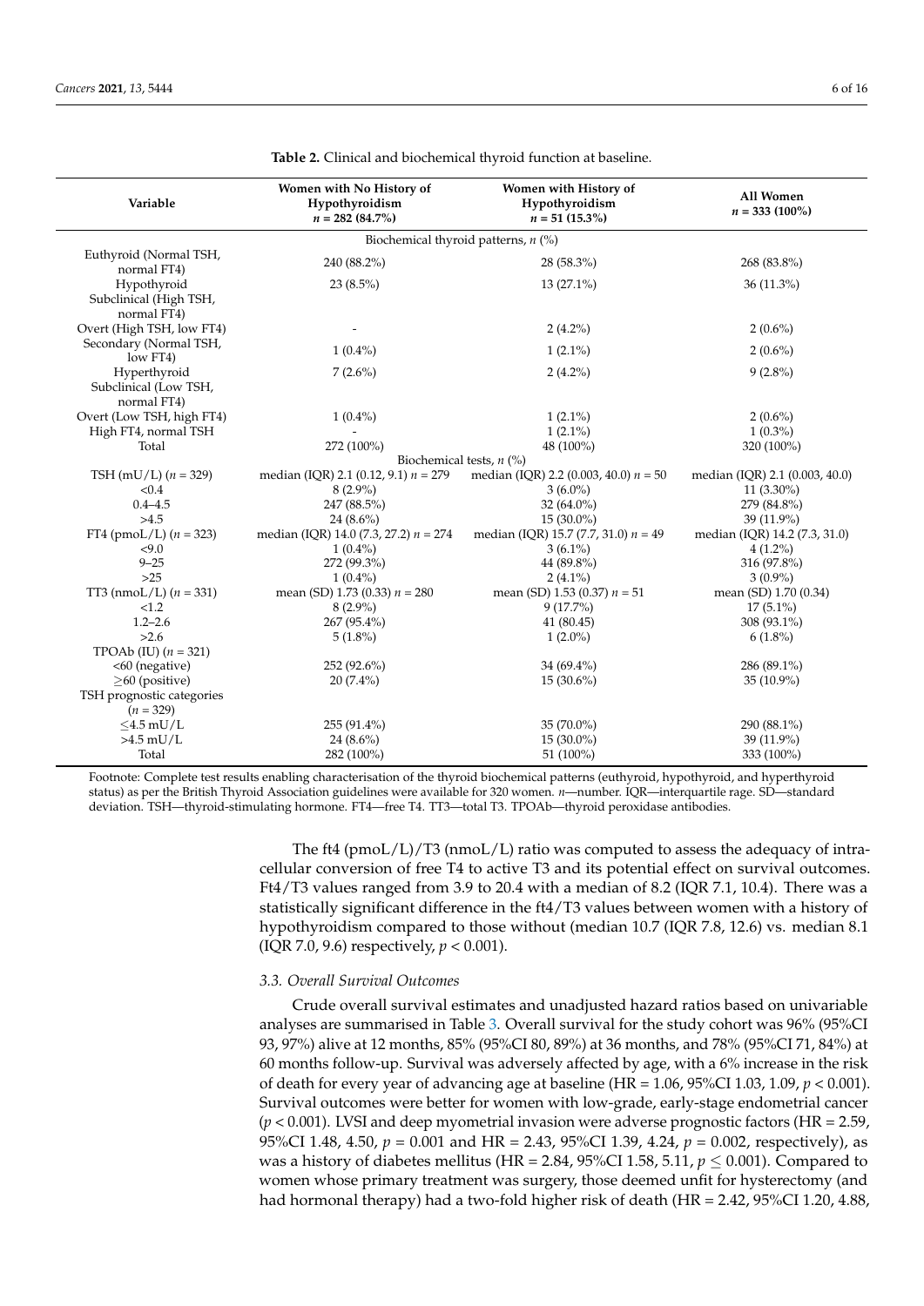**Table 2.** Clinical and biochemical thyroid function at baseline.

| Variable | Women with No History of Hypothyroidism $n = 282$ (84.7%) | Women with History of Hypothyroidism $n = 51$ (15.3%) | All Women $n = 333$ (100%) |
|---|---|---|---|
| Biochemical thyroid patterns, $n$ (%) | | | |
| Euthyroid (Normal TSH, normal FT4) | 240 (88.2%) | 28 (58.3%) | 268 (83.8%) |
| Hypothyroid Subclinical (High TSH, normal FT4) | 23 (8.5%) | 13 (27.1%) | 36 (11.3%) |
| Overt (High TSH, low FT4) | - | 2 (4.2%) | 2 (0.6%) |
| Secondary (Normal TSH, low FT4) | 1 (0.4%) | 1 (2.1%) | 2 (0.6%) |
| Hyperthyroid Subclinical (Low TSH, normal FT4) | 7 (2.6%) | 2 (4.2%) | 9 (2.8%) |
| Overt (Low TSH, high FT4) | 1 (0.4%) | 1 (2.1%) | 2 (0.6%) |
| High FT4, normal TSH | - | 1 (2.1%) | 1 (0.3%) |
| Total | 272 (100%) | 48 (100%) | 320 (100%) |
| Biochemical tests, $n$ (%) | | | |
| TSH (mU/L) ($n = 329$) | median (IQR) 2.1 (0.12, 9.1) $n = 279$ | median (IQR) 2.2 (0.003, 40.0) $n = 50$ | median (IQR) 2.1 (0.003, 40.0) |
| <0.4 | 8 (2.9%) | 3 (6.0%) | 11 (3.30%) |
| 0.4–4.5 | 247 (88.5%) | 32 (64.0%) | 279 (84.8%) |
| >4.5 | 24 (8.6%) | 15 (30.0%) | 39 (11.9%) |
| FT4 (pmoL/L) ($n = 323$) | median (IQR) 14.0 (7.3, 27.2) $n = 274$ | median (IQR) 15.7 (7.7, 31.0) $n = 49$ | median (IQR) 14.2 (7.3, 31.0) |
| <9.0 | 1 (0.4%) | 3 (6.1%) | 4 (1.2%) |
| 9–25 | 272 (99.3%) | 44 (89.8%) | 316 (97.8%) |
| >25 | 1 (0.4%) | 2 (4.1%) | 3 (0.9%) |
| TT3 (nmoL/L) ($n = 331$) | mean (SD) 1.73 (0.33) $n = 280$ | mean (SD) 1.53 (0.37) $n = 51$ | mean (SD) 1.70 (0.34) |
| <1.2 | 8 (2.9%) | 9 (17.7%) | 17 (5.1%) |
| 1.2–2.6 | 267 (95.4%) | 41 (80.45) | 308 (93.1%) |
| >2.6 | 5 (1.8%) | 1 (2.0%) | 6 (1.8%) |
| TPOAb (IU) ($n = 321$) | | | |
| <60 (negative) | 252 (92.6%) | 34 (69.4%) | 286 (89.1%) |
| ≥60 (positive) | 20 (7.4%) | 15 (30.6%) | 35 (10.9%) |
| TSH prognostic categories ($n = 329$) | | | |
| ≤4.5 mU/L | 255 (91.4%) | 35 (70.0%) | 290 (88.1%) |
| >4.5 mU/L | 24 (8.6%) | 15 (30.0%) | 39 (11.9%) |
| Total | 282 (100%) | 51 (100%) | 333 (100%) |

Footnote: Complete test results enabling characterisation of the thyroid biochemical patterns (euthyroid, hypothyroid, and hyperthyroid status) as per the British Thyroid Association guidelines were available for 320 women. $n$—number. IQR—interquartile rage. SD—standard deviation. TSH—thyroid-stimulating hormone. FT4—free T4. TT3—total T3. TPOAb—thyroid peroxidase antibodies.

The ft4 (pmoL/L)/T3 (nmoL/L) ratio was computed to assess the adequacy of intracellular conversion of free T4 to active T3 and its potential effect on survival outcomes. Ft4/T3 values ranged from 3.9 to 20.4 with a median of 8.2 (IQR 7.1, 10.4). There was a statistically significant difference in the ft4/T3 values between women with a history of hypothyroidism compared to those without (median 10.7 (IQR 7.8, 12.6) vs. median 8.1 (IQR 7.0, 9.6) respectively, $p < 0.001$).

### *3.3. Overall Survival Outcomes*

Crude overall survival estimates and unadjusted hazard ratios based on univariable analyses are summarised in Table 3. Overall survival for the study cohort was 96% (95%CI 93, 97%) alive at 12 months, 85% (95%CI 80, 89%) at 36 months, and 78% (95%CI 71, 84%) at 60 months follow-up. Survival was adversely affected by age, with a 6% increase in the risk of death for every year of advancing age at baseline (HR = 1.06, 95%CI 1.03, 1.09, $p < 0.001$). Survival outcomes were better for women with low-grade, early-stage endometrial cancer ($p < 0.001$). LVSI and deep myometrial invasion were adverse prognostic factors (HR = 2.59, 95%CI 1.48, 4.50, $p = 0.001$ and HR = 2.43, 95%CI 1.39, 4.24, $p = 0.002$, respectively), as was a history of diabetes mellitus (HR = 2.84, 95%CI 1.58, 5.11, $p \leq 0.001$). Compared to women whose primary treatment was surgery, those deemed unfit for hysterectomy (and had hormonal therapy) had a two-fold higher risk of death (HR = 2.42, 95%CI 1.20, 4.88,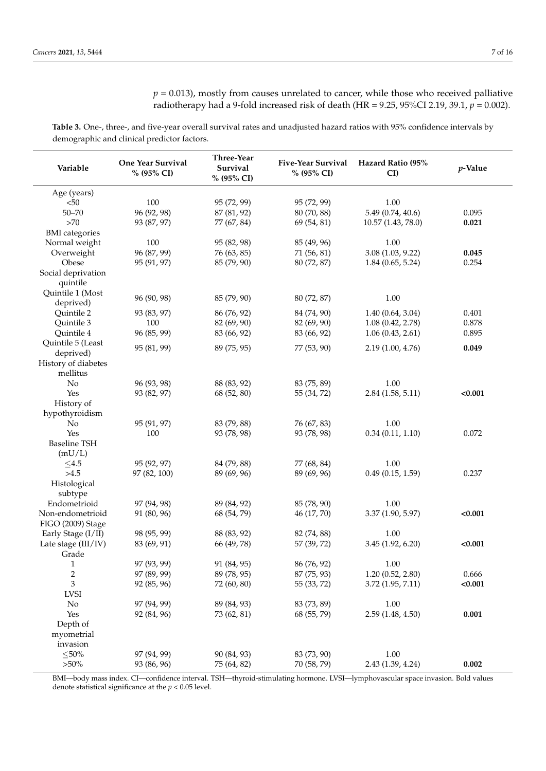$p = 0.013$), mostly from causes unrelated to cancer, while those who received palliative radiotherapy had a 9-fold increased risk of death (HR = 9.25, 95%CI 2.19, 39.1, $p = 0.002$).

**Table 3.** One-, three-, and five-year overall survival rates and unadjusted hazard ratios with 95% confidence intervals by demographic and clinical predictor factors.

| Variable | One Year Survival % (95% CI) | Three-Year Survival % (95% CI) | Five-Year Survival % (95% CI) | Hazard Ratio (95% CI) | *p*-Value |
|---|---|---|---|---|---|
| Age (years) | | | | | |
| <50 | 100 | 95 (72, 99) | 95 (72, 99) | 1.00 | |
| 50–70 | 96 (92, 98) | 87 (81, 92) | 80 (70, 88) | 5.49 (0.74, 40.6) | 0.095 |
| >70 | 93 (87, 97) | 77 (67, 84) | 69 (54, 81) | 10.57 (1.43, 78.0) | **0.021** |
| BMI categories | | | | | |
| Normal weight | 100 | 95 (82, 98) | 85 (49, 96) | 1.00 | |
| Overweight | 96 (87, 99) | 76 (63, 85) | 71 (56, 81) | 3.08 (1.03, 9.22) | **0.045** |
| Obese | 95 (91, 97) | 85 (79, 90) | 80 (72, 87) | 1.84 (0.65, 5.24) | 0.254 |
| Social deprivation quintile | | | | | |
| Quintile 1 (Most deprived) | 96 (90, 98) | 85 (79, 90) | 80 (72, 87) | 1.00 | |
| Quintile 2 | 93 (83, 97) | 86 (76, 92) | 84 (74, 90) | 1.40 (0.64, 3.04) | 0.401 |
| Quintile 3 | 100 | 82 (69, 90) | 82 (69, 90) | 1.08 (0.42, 2.78) | 0.878 |
| Quintile 4 | 96 (85, 99) | 83 (66, 92) | 83 (66, 92) | 1.06 (0.43, 2.61) | 0.895 |
| Quintile 5 (Least deprived) | 95 (81, 99) | 89 (75, 95) | 77 (53, 90) | 2.19 (1.00, 4.76) | **0.049** |
| History of diabetes mellitus | | | | | |
| No | 96 (93, 98) | 88 (83, 92) | 83 (75, 89) | 1.00 | |
| Yes | 93 (82, 97) | 68 (52, 80) | 55 (34, 72) | 2.84 (1.58, 5.11) | **<0.001** |
| History of hypothyroidism | | | | | |
| No | 95 (91, 97) | 83 (79, 88) | 76 (67, 83) | 1.00 | |
| Yes | 100 | 93 (78, 98) | 93 (78, 98) | 0.34 (0.11, 1.10) | 0.072 |
| Baseline TSH (mU/L) | | | | | |
| ≤4.5 | 95 (92, 97) | 84 (79, 88) | 77 (68, 84) | 1.00 | |
| >4.5 | 97 (82, 100) | 89 (69, 96) | 89 (69, 96) | 0.49 (0.15, 1.59) | 0.237 |
| Histological subtype | | | | | |
| Endometrioid | 97 (94, 98) | 89 (84, 92) | 85 (78, 90) | 1.00 | |
| Non-endometrioid | 91 (80, 96) | 68 (54, 79) | 46 (17, 70) | 3.37 (1.90, 5.97) | **<0.001** |
| FIGO (2009) Stage | | | | | |
| Early Stage (I/II) | 98 (95, 99) | 88 (83, 92) | 82 (74, 88) | 1.00 | |
| Late stage (III/IV) | 83 (69, 91) | 66 (49, 78) | 57 (39, 72) | 3.45 (1.92, 6.20) | **<0.001** |
| Grade | | | | | |
| 1 | 97 (93, 99) | 91 (84, 95) | 86 (76, 92) | 1.00 | |
| 2 | 97 (89, 99) | 89 (78, 95) | 87 (75, 93) | 1.20 (0.52, 2.80) | 0.666 |
| 3 | 92 (85, 96) | 72 (60, 80) | 55 (33, 72) | 3.72 (1.95, 7.11) | **<0.001** |
| LVSI | | | | | |
| No | 97 (94, 99) | 89 (84, 93) | 83 (73, 89) | 1.00 | |
| Yes | 92 (84, 96) | 73 (62, 81) | 68 (55, 79) | 2.59 (1.48, 4.50) | **0.001** |
| Depth of myometrial invasion | | | | | |
| ≤50% | 97 (94, 99) | 90 (84, 93) | 83 (73, 90) | 1.00 | |
| >50% | 93 (86, 96) | 75 (64, 82) | 70 (58, 79) | 2.43 (1.39, 4.24) | **0.002** |

BMI—body mass index. CI—confidence interval. TSH—thyroid-stimulating hormone. LVSI—lymphovascular space invasion. Bold values denote statistical significance at the $p < 0.05$ level.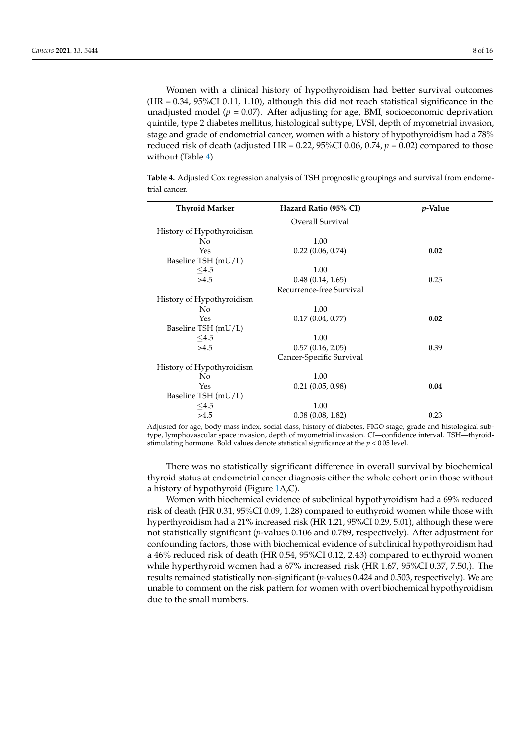Women with a clinical history of hypothyroidism had better survival outcomes (HR = 0.34, 95%CI 0.11, 1.10), although this did not reach statistical significance in the unadjusted model ($p = 0.07$). After adjusting for age, BMI, socioeconomic deprivation quintile, type 2 diabetes mellitus, histological subtype, LVSI, depth of myometrial invasion, stage and grade of endometrial cancer, women with a history of hypothyroidism had a 78% reduced risk of death (adjusted HR = 0.22, 95%CI 0.06, 0.74, $p = 0.02$) compared to those without (Table 4).

**Table 4.** Adjusted Cox regression analysis of TSH prognostic groupings and survival from endometrial cancer.

| Thyroid Marker | Hazard Ratio (95% CI) | *p*-Value |
|---|---|---|
| | Overall Survival | |
| History of Hypothyroidism | | |
| No | 1.00 | |
| Yes | 0.22 (0.06, 0.74) | **0.02** |
| Baseline TSH (mU/L) | | |
| ≤4.5 | 1.00 | |
| >4.5 | 0.48 (0.14, 1.65) | 0.25 |
| | Recurrence-free Survival | |
| History of Hypothyroidism | | |
| No | 1.00 | |
| Yes | 0.17 (0.04, 0.77) | **0.02** |
| Baseline TSH (mU/L) | | |
| ≤4.5 | 1.00 | |
| >4.5 | 0.57 (0.16, 2.05) | 0.39 |
| | Cancer-Specific Survival | |
| History of Hypothyroidism | | |
| No | 1.00 | |
| Yes | 0.21 (0.05, 0.98) | **0.04** |
| Baseline TSH (mU/L) | | |
| ≤4.5 | 1.00 | |
| >4.5 | 0.38 (0.08, 1.82) | 0.23 |

Adjusted for age, body mass index, social class, history of diabetes, FIGO stage, grade and histological subtype, lymphovascular space invasion, depth of myometrial invasion. CI—confidence interval. TSH—thyroid-stimulating hormone. Bold values denote statistical significance at the $p < 0.05$ level.

There was no statistically significant difference in overall survival by biochemical thyroid status at endometrial cancer diagnosis either the whole cohort or in those without a history of hypothyroid (Figure 1A,C).

Women with biochemical evidence of subclinical hypothyroidism had a 69% reduced risk of death (HR 0.31, 95%CI 0.09, 1.28) compared to euthyroid women while those with hyperthyroidism had a 21% increased risk (HR 1.21, 95%CI 0.29, 5.01), although these were not statistically significant (*p*-values 0.106 and 0.789, respectively). After adjustment for confounding factors, those with biochemical evidence of subclinical hypothyroidism had a 46% reduced risk of death (HR 0.54, 95%CI 0.12, 2.43) compared to euthyroid women while hyperthyroid women had a 67% increased risk (HR 1.67, 95%CI 0.37, 7.50,). The results remained statistically non-significant (*p*-values 0.424 and 0.503, respectively). We are unable to comment on the risk pattern for women with overt biochemical hypothyroidism due to the small numbers.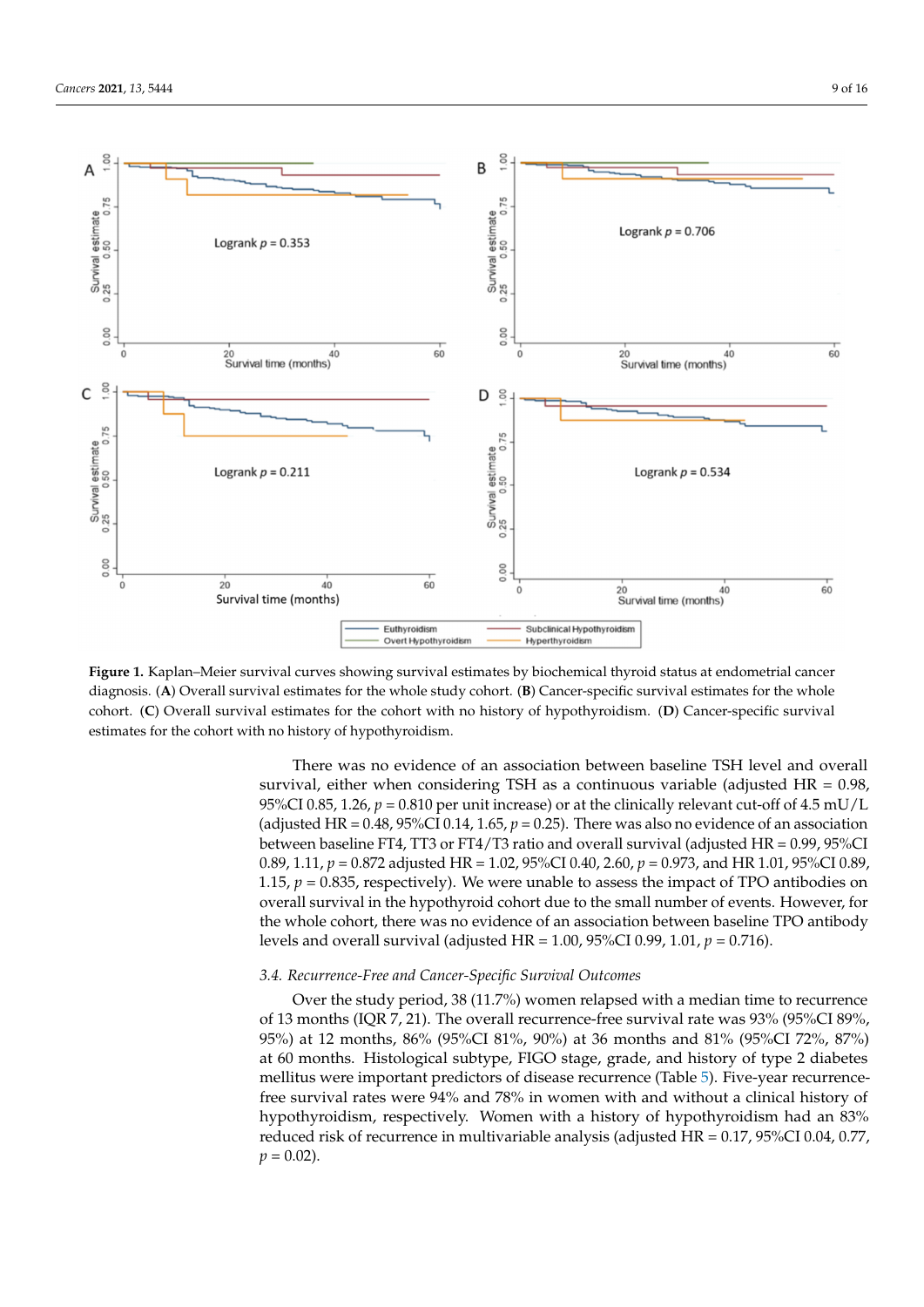**Figure 1.** Kaplan–Meier survival curves showing survival estimates by biochemical thyroid status at endometrial cancer diagnosis. (**A**) Overall survival estimates for the whole study cohort. (**B**) Cancer-specific survival estimates for the whole cohort. (**C**) Overall survival estimates for the cohort with no history of hypothyroidism. (**D**) Cancer-specific survival estimates for the cohort with no history of hypothyroidism.

There was no evidence of an association between baseline TSH level and overall survival, either when considering TSH as a continuous variable (adjusted HR = 0.98, 95%CI 0.85, 1.26, $p = 0.810$ per unit increase) or at the clinically relevant cut-off of 4.5 mU/L (adjusted HR = 0.48, 95%CI 0.14, 1.65, $p = 0.25$). There was also no evidence of an association between baseline FT4, TT3 or FT4/T3 ratio and overall survival (adjusted HR = 0.99, 95%CI 0.89, 1.11, $p = 0.872$ adjusted HR = 1.02, 95%CI 0.40, 2.60, $p = 0.973$, and HR 1.01, 95%CI 0.89, 1.15, $p = 0.835$, respectively). We were unable to assess the impact of TPO antibodies on overall survival in the hypothyroid cohort due to the small number of events. However, for the whole cohort, there was no evidence of an association between baseline TPO antibody levels and overall survival (adjusted HR = 1.00, 95%CI 0.99, 1.01, $p = 0.716$).

### 3.4. *Recurrence-Free and Cancer-Specific Survival Outcomes*

Over the study period, 38 (11.7%) women relapsed with a median time to recurrence of 13 months (IQR 7, 21). The overall recurrence-free survival rate was 93% (95%CI 89%, 95%) at 12 months, 86% (95%CI 81%, 90%) at 36 months and 81% (95%CI 72%, 87%) at 60 months. Histological subtype, FIGO stage, grade, and history of type 2 diabetes mellitus were important predictors of disease recurrence (Table 5). Five-year recurrence-free survival rates were 94% and 78% in women with and without a clinical history of hypothyroidism, respectively. Women with a history of hypothyroidism had an 83% reduced risk of recurrence in multivariable analysis (adjusted HR = 0.17, 95%CI 0.04, 0.77, $p = 0.02$).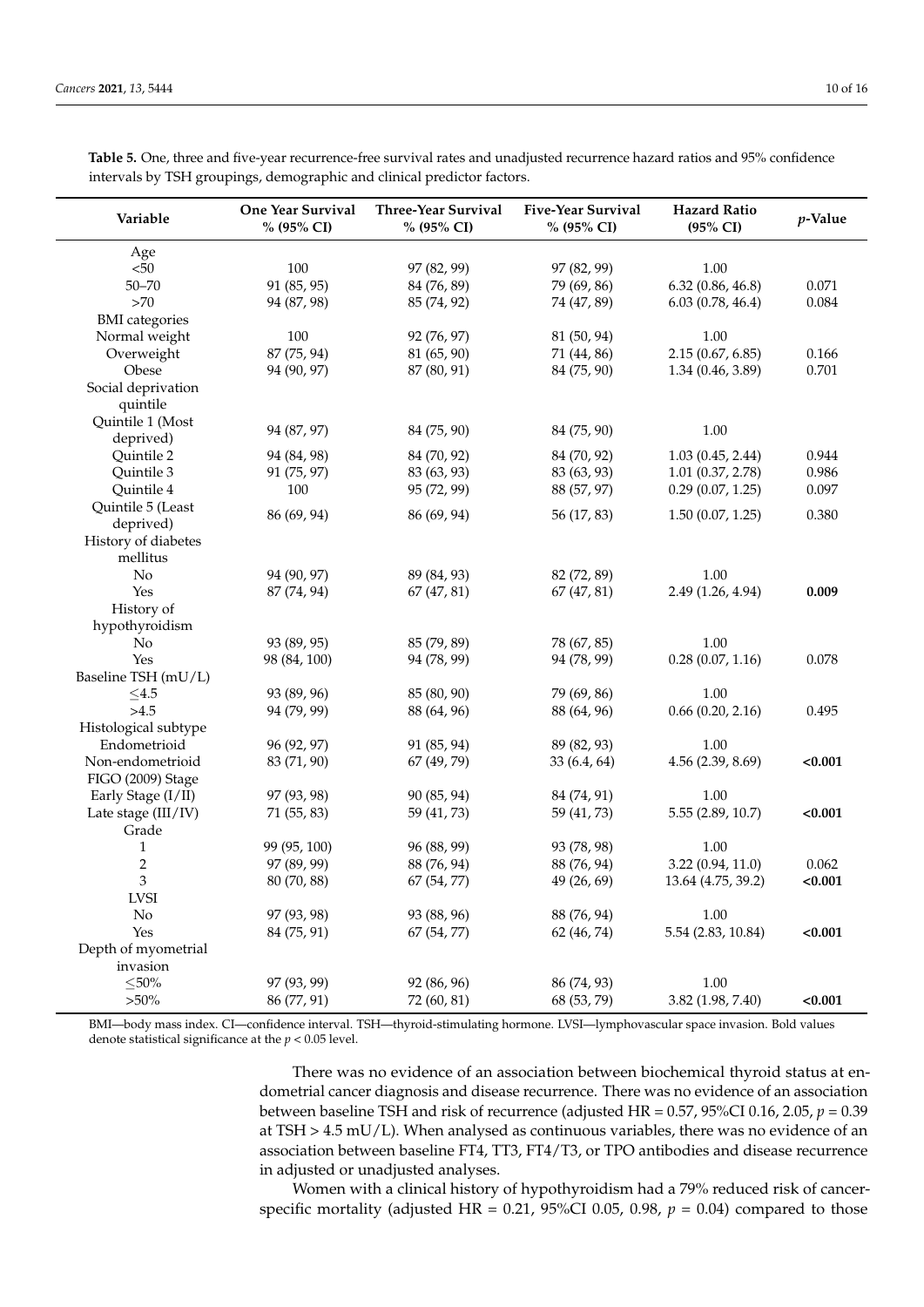**Table 5.** One, three and five-year recurrence-free survival rates and unadjusted recurrence hazard ratios and 95% confidence intervals by TSH groupings, demographic and clinical predictor factors.

| Variable | One Year Survival % (95% CI) | Three-Year Survival % (95% CI) | Five-Year Survival % (95% CI) | Hazard Ratio (95% CI) | *p*-Value |
|---|---|---|---|---|---|
| Age | | | | | |
| <50 | 100 | 97 (82, 99) | 97 (82, 99) | 1.00 | |
| 50–70 | 91 (85, 95) | 84 (76, 89) | 79 (69, 86) | 6.32 (0.86, 46.8) | 0.071 |
| >70 | 94 (87, 98) | 85 (74, 92) | 74 (47, 89) | 6.03 (0.78, 46.4) | 0.084 |
| BMI categories | | | | | |
| Normal weight | 100 | 92 (76, 97) | 81 (50, 94) | 1.00 | |
| Overweight | 87 (75, 94) | 81 (65, 90) | 71 (44, 86) | 2.15 (0.67, 6.85) | 0.166 |
| Obese | 94 (90, 97) | 87 (80, 91) | 84 (75, 90) | 1.34 (0.46, 3.89) | 0.701 |
| Social deprivation quintile | | | | | |
| Quintile 1 (Most deprived) | 94 (87, 97) | 84 (75, 90) | 84 (75, 90) | 1.00 | |
| Quintile 2 | 94 (84, 98) | 84 (70, 92) | 84 (70, 92) | 1.03 (0.45, 2.44) | 0.944 |
| Quintile 3 | 91 (75, 97) | 83 (63, 93) | 83 (63, 93) | 1.01 (0.37, 2.78) | 0.986 |
| Quintile 4 | 100 | 95 (72, 99) | 88 (57, 97) | 0.29 (0.07, 1.25) | 0.097 |
| Quintile 5 (Least deprived) | 86 (69, 94) | 86 (69, 94) | 56 (17, 83) | 1.50 (0.07, 1.25) | 0.380 |
| History of diabetes mellitus | | | | | |
| No | 94 (90, 97) | 89 (84, 93) | 82 (72, 89) | 1.00 | |
| Yes | 87 (74, 94) | 67 (47, 81) | 67 (47, 81) | 2.49 (1.26, 4.94) | **0.009** |
| History of hypothyroidism | | | | | |
| No | 93 (89, 95) | 85 (79, 89) | 78 (67, 85) | 1.00 | |
| Yes | 98 (84, 100) | 94 (78, 99) | 94 (78, 99) | 0.28 (0.07, 1.16) | 0.078 |
| Baseline TSH (mU/L) | | | | | |
| ≤4.5 | 93 (89, 96) | 85 (80, 90) | 79 (69, 86) | 1.00 | |
| >4.5 | 94 (79, 99) | 88 (64, 96) | 88 (64, 96) | 0.66 (0.20, 2.16) | 0.495 |
| Histological subtype | | | | | |
| Endometrioid | 96 (92, 97) | 91 (85, 94) | 89 (82, 93) | 1.00 | |
| Non-endometrioid | 83 (71, 90) | 67 (49, 79) | 33 (6.4, 64) | 4.56 (2.39, 8.69) | **<0.001** |
| FIGO (2009) Stage | | | | | |
| Early Stage (I/II) | 97 (93, 98) | 90 (85, 94) | 84 (74, 91) | 1.00 | |
| Late stage (III/IV) | 71 (55, 83) | 59 (41, 73) | 59 (41, 73) | 5.55 (2.89, 10.7) | **<0.001** |
| Grade | | | | | |
| 1 | 99 (95, 100) | 96 (88, 99) | 93 (78, 98) | 1.00 | |
| 2 | 97 (89, 99) | 88 (76, 94) | 88 (76, 94) | 3.22 (0.94, 11.0) | 0.062 |
| 3 | 80 (70, 88) | 67 (54, 77) | 49 (26, 69) | 13.64 (4.75, 39.2) | **<0.001** |
| LVSI | | | | | |
| No | 97 (93, 98) | 93 (88, 96) | 88 (76, 94) | 1.00 | |
| Yes | 84 (75, 91) | 67 (54, 77) | 62 (46, 74) | 5.54 (2.83, 10.84) | **<0.001** |
| Depth of myometrial invasion | | | | | |
| ≤50% | 97 (93, 99) | 92 (86, 96) | 86 (74, 93) | 1.00 | |
| >50% | 86 (77, 91) | 72 (60, 81) | 68 (53, 79) | 3.82 (1.98, 7.40) | **<0.001** |

BMI—body mass index. CI—confidence interval. TSH—thyroid-stimulating hormone. LVSI—lymphovascular space invasion. Bold values denote statistical significance at the $p < 0.05$ level.

There was no evidence of an association between biochemical thyroid status at endometrial cancer diagnosis and disease recurrence. There was no evidence of an association between baseline TSH and risk of recurrence (adjusted HR = 0.57, 95%CI 0.16, 2.05, $p = 0.39$ at TSH > 4.5 mU/L). When analysed as continuous variables, there was no evidence of an association between baseline FT4, TT3, FT4/T3, or TPO antibodies and disease recurrence in adjusted or unadjusted analyses.

Women with a clinical history of hypothyroidism had a 79% reduced risk of cancer-specific mortality (adjusted HR = 0.21, 95%CI 0.05, 0.98, $p = 0.04$) compared to those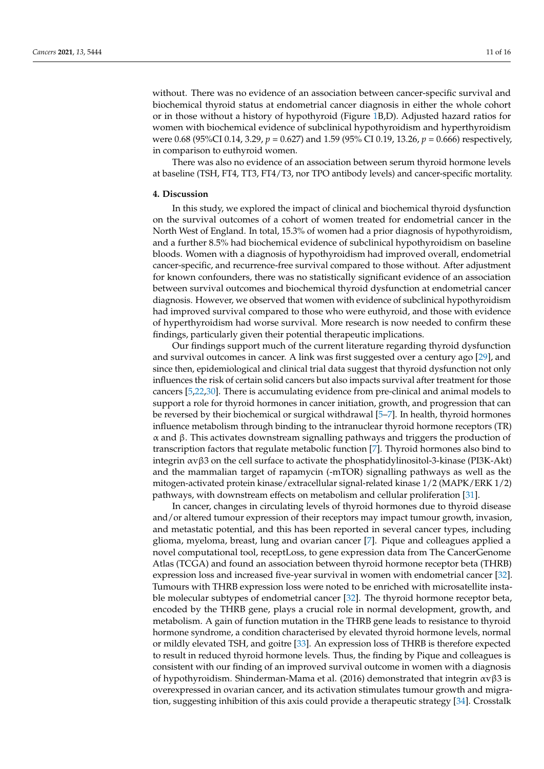without. There was no evidence of an association between cancer-specific survival and biochemical thyroid status at endometrial cancer diagnosis in either the whole cohort or in those without a history of hypothyroid (Figure 1B,D). Adjusted hazard ratios for women with biochemical evidence of subclinical hypothyroidism and hyperthyroidism were 0.68 (95%CI 0.14, 3.29, $p = 0.627$) and 1.59 (95% CI 0.19, 13.26, $p = 0.666$) respectively, in comparison to euthyroid women.

There was also no evidence of an association between serum thyroid hormone levels at baseline (TSH, FT4, TT3, FT4/T3, nor TPO antibody levels) and cancer-specific mortality.

## 4. Discussion

In this study, we explored the impact of clinical and biochemical thyroid dysfunction on the survival outcomes of a cohort of women treated for endometrial cancer in the North West of England. In total, 15.3% of women had a prior diagnosis of hypothyroidism, and a further 8.5% had biochemical evidence of subclinical hypothyroidism on baseline bloods. Women with a diagnosis of hypothyroidism had improved overall, endometrial cancer-specific, and recurrence-free survival compared to those without. After adjustment for known confounders, there was no statistically significant evidence of an association between survival outcomes and biochemical thyroid dysfunction at endometrial cancer diagnosis. However, we observed that women with evidence of subclinical hypothyroidism had improved survival compared to those who were euthyroid, and those with evidence of hyperthyroidism had worse survival. More research is now needed to confirm these findings, particularly given their potential therapeutic implications.

Our findings support much of the current literature regarding thyroid dysfunction and survival outcomes in cancer. A link was first suggested over a century ago [29], and since then, epidemiological and clinical trial data suggest that thyroid dysfunction not only influences the risk of certain solid cancers but also impacts survival after treatment for those cancers [5,22,30]. There is accumulating evidence from pre-clinical and animal models to support a role for thyroid hormones in cancer initiation, growth, and progression that can be reversed by their biochemical or surgical withdrawal [5–7]. In health, thyroid hormones influence metabolism through binding to the intranuclear thyroid hormone receptors (TR) α and β. This activates downstream signalling pathways and triggers the production of transcription factors that regulate metabolic function [7]. Thyroid hormones also bind to integrin αvβ3 on the cell surface to activate the phosphatidylinositol-3-kinase (PI3K-Akt) and the mammalian target of rapamycin (-mTOR) signalling pathways as well as the mitogen-activated protein kinase/extracellular signal-related kinase 1/2 (MAPK/ERK 1/2) pathways, with downstream effects on metabolism and cellular proliferation [31].

In cancer, changes in circulating levels of thyroid hormones due to thyroid disease and/or altered tumour expression of their receptors may impact tumour growth, invasion, and metastatic potential, and this has been reported in several cancer types, including glioma, myeloma, breast, lung and ovarian cancer [7]. Pique and colleagues applied a novel computational tool, receptLoss, to gene expression data from The CancerGenome Atlas (TCGA) and found an association between thyroid hormone receptor beta (THRB) expression loss and increased five-year survival in women with endometrial cancer [32]. Tumours with THRB expression loss were noted to be enriched with microsatellite instable molecular subtypes of endometrial cancer [32]. The thyroid hormone receptor beta, encoded by the THRB gene, plays a crucial role in normal development, growth, and metabolism. A gain of function mutation in the THRB gene leads to resistance to thyroid hormone syndrome, a condition characterised by elevated thyroid hormone levels, normal or mildly elevated TSH, and goitre [33]. An expression loss of THRB is therefore expected to result in reduced thyroid hormone levels. Thus, the finding by Pique and colleagues is consistent with our finding of an improved survival outcome in women with a diagnosis of hypothyroidism. Shinderman-Mama et al. (2016) demonstrated that integrin αvβ3 is overexpressed in ovarian cancer, and its activation stimulates tumour growth and migration, suggesting inhibition of this axis could provide a therapeutic strategy [34]. Crosstalk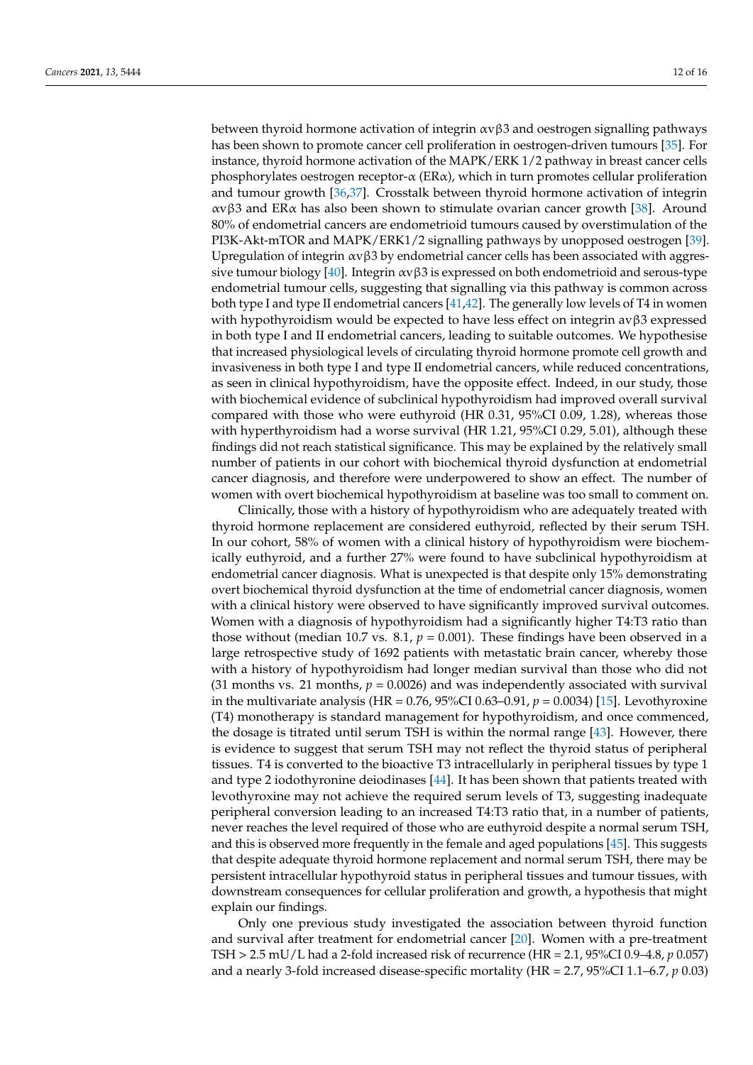between thyroid hormone activation of integrin αvβ3 and oestrogen signalling pathways has been shown to promote cancer cell proliferation in oestrogen-driven tumours [35]. For instance, thyroid hormone activation of the MAPK/ERK 1/2 pathway in breast cancer cells phosphorylates oestrogen receptor-α (ERα), which in turn promotes cellular proliferation and tumour growth [36,37]. Crosstalk between thyroid hormone activation of integrin αvβ3 and ERα has also been shown to stimulate ovarian cancer growth [38]. Around 80% of endometrial cancers are endometrioid tumours caused by overstimulation of the PI3K-Akt-mTOR and MAPK/ERK1/2 signalling pathways by unopposed oestrogen [39]. Upregulation of integrin αvβ3 by endometrial cancer cells has been associated with aggressive tumour biology [40]. Integrin αvβ3 is expressed on both endometrioid and serous-type endometrial tumour cells, suggesting that signalling via this pathway is common across both type I and type II endometrial cancers [41,42]. The generally low levels of T4 in women with hypothyroidism would be expected to have less effect on integrin avβ3 expressed in both type I and II endometrial cancers, leading to suitable outcomes. We hypothesise that increased physiological levels of circulating thyroid hormone promote cell growth and invasiveness in both type I and type II endometrial cancers, while reduced concentrations, as seen in clinical hypothyroidism, have the opposite effect. Indeed, in our study, those with biochemical evidence of subclinical hypothyroidism had improved overall survival compared with those who were euthyroid (HR 0.31, 95%CI 0.09, 1.28), whereas those with hyperthyroidism had a worse survival (HR 1.21, 95%CI 0.29, 5.01), although these findings did not reach statistical significance. This may be explained by the relatively small number of patients in our cohort with biochemical thyroid dysfunction at endometrial cancer diagnosis, and therefore were underpowered to show an effect. The number of women with overt biochemical hypothyroidism at baseline was too small to comment on.

Clinically, those with a history of hypothyroidism who are adequately treated with thyroid hormone replacement are considered euthyroid, reflected by their serum TSH. In our cohort, 58% of women with a clinical history of hypothyroidism were biochemically euthyroid, and a further 27% were found to have subclinical hypothyroidism at endometrial cancer diagnosis. What is unexpected is that despite only 15% demonstrating overt biochemical thyroid dysfunction at the time of endometrial cancer diagnosis, women with a clinical history were observed to have significantly improved survival outcomes. Women with a diagnosis of hypothyroidism had a significantly higher T4:T3 ratio than those without (median 10.7 vs. 8.1, $p = 0.001$). These findings have been observed in a large retrospective study of 1692 patients with metastatic brain cancer, whereby those with a history of hypothyroidism had longer median survival than those who did not (31 months vs. 21 months, $p = 0.0026$) and was independently associated with survival in the multivariate analysis (HR = 0.76, 95%CI 0.63–0.91, $p = 0.0034$) [15]. Levothyroxine (T4) monotherapy is standard management for hypothyroidism, and once commenced, the dosage is titrated until serum TSH is within the normal range [43]. However, there is evidence to suggest that serum TSH may not reflect the thyroid status of peripheral tissues. T4 is converted to the bioactive T3 intracellularly in peripheral tissues by type 1 and type 2 iodothyronine deiodinases [44]. It has been shown that patients treated with levothyroxine may not achieve the required serum levels of T3, suggesting inadequate peripheral conversion leading to an increased T4:T3 ratio that, in a number of patients, never reaches the level required of those who are euthyroid despite a normal serum TSH, and this is observed more frequently in the female and aged populations [45]. This suggests that despite adequate thyroid hormone replacement and normal serum TSH, there may be persistent intracellular hypothyroid status in peripheral tissues and tumour tissues, with downstream consequences for cellular proliferation and growth, a hypothesis that might explain our findings.

Only one previous study investigated the association between thyroid function and survival after treatment for endometrial cancer [20]. Women with a pre-treatment TSH > 2.5 mU/L had a 2-fold increased risk of recurrence (HR = 2.1, 95%CI 0.9–4.8, $p$ 0.057) and a nearly 3-fold increased disease-specific mortality (HR = 2.7, 95%CI 1.1–6.7, $p$ 0.03)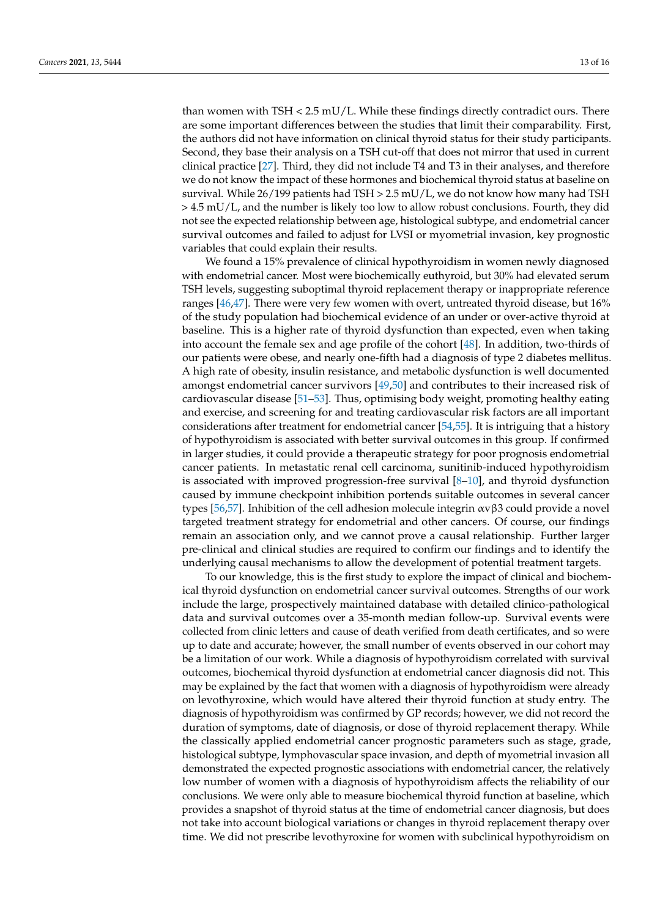than women with TSH < 2.5 mU/L. While these findings directly contradict ours. There are some important differences between the studies that limit their comparability. First, the authors did not have information on clinical thyroid status for their study participants. Second, they base their analysis on a TSH cut-off that does not mirror that used in current clinical practice [27]. Third, they did not include T4 and T3 in their analyses, and therefore we do not know the impact of these hormones and biochemical thyroid status at baseline on survival. While 26/199 patients had TSH > 2.5 mU/L, we do not know how many had TSH > 4.5 mU/L, and the number is likely too low to allow robust conclusions. Fourth, they did not see the expected relationship between age, histological subtype, and endometrial cancer survival outcomes and failed to adjust for LVSI or myometrial invasion, key prognostic variables that could explain their results.

We found a 15% prevalence of clinical hypothyroidism in women newly diagnosed with endometrial cancer. Most were biochemically euthyroid, but 30% had elevated serum TSH levels, suggesting suboptimal thyroid replacement therapy or inappropriate reference ranges [46,47]. There were very few women with overt, untreated thyroid disease, but 16% of the study population had biochemical evidence of an under or over-active thyroid at baseline. This is a higher rate of thyroid dysfunction than expected, even when taking into account the female sex and age profile of the cohort [48]. In addition, two-thirds of our patients were obese, and nearly one-fifth had a diagnosis of type 2 diabetes mellitus. A high rate of obesity, insulin resistance, and metabolic dysfunction is well documented amongst endometrial cancer survivors [49,50] and contributes to their increased risk of cardiovascular disease [51–53]. Thus, optimising body weight, promoting healthy eating and exercise, and screening for and treating cardiovascular risk factors are all important considerations after treatment for endometrial cancer [54,55]. It is intriguing that a history of hypothyroidism is associated with better survival outcomes in this group. If confirmed in larger studies, it could provide a therapeutic strategy for poor prognosis endometrial cancer patients. In metastatic renal cell carcinoma, sunitinib-induced hypothyroidism is associated with improved progression-free survival [8–10], and thyroid dysfunction caused by immune checkpoint inhibition portends suitable outcomes in several cancer types [56,57]. Inhibition of the cell adhesion molecule integrin $\alpha v \beta 3$ could provide a novel targeted treatment strategy for endometrial and other cancers. Of course, our findings remain an association only, and we cannot prove a causal relationship. Further larger pre-clinical and clinical studies are required to confirm our findings and to identify the underlying causal mechanisms to allow the development of potential treatment targets.

To our knowledge, this is the first study to explore the impact of clinical and biochemical thyroid dysfunction on endometrial cancer survival outcomes. Strengths of our work include the large, prospectively maintained database with detailed clinico-pathological data and survival outcomes over a 35-month median follow-up. Survival events were collected from clinic letters and cause of death verified from death certificates, and so were up to date and accurate; however, the small number of events observed in our cohort may be a limitation of our work. While a diagnosis of hypothyroidism correlated with survival outcomes, biochemical thyroid dysfunction at endometrial cancer diagnosis did not. This may be explained by the fact that women with a diagnosis of hypothyroidism were already on levothyroxine, which would have altered their thyroid function at study entry. The diagnosis of hypothyroidism was confirmed by GP records; however, we did not record the duration of symptoms, date of diagnosis, or dose of thyroid replacement therapy. While the classically applied endometrial cancer prognostic parameters such as stage, grade, histological subtype, lymphovascular space invasion, and depth of myometrial invasion all demonstrated the expected prognostic associations with endometrial cancer, the relatively low number of women with a diagnosis of hypothyroidism affects the reliability of our conclusions. We were only able to measure biochemical thyroid function at baseline, which provides a snapshot of thyroid status at the time of endometrial cancer diagnosis, but does not take into account biological variations or changes in thyroid replacement therapy over time. We did not prescribe levothyroxine for women with subclinical hypothyroidism on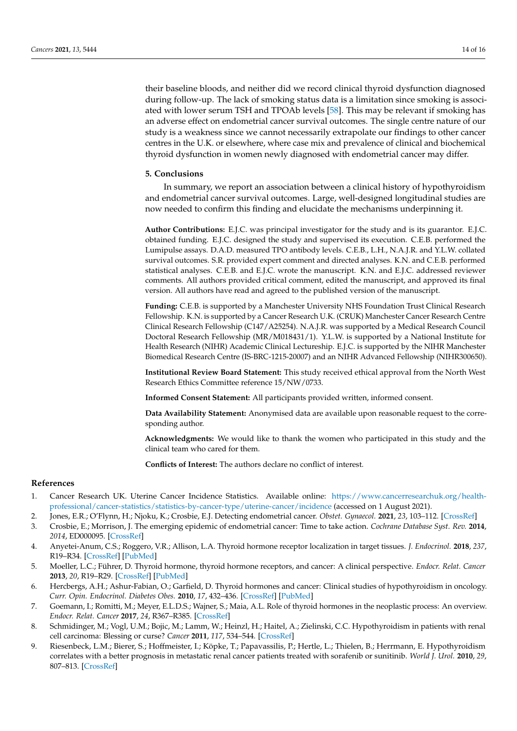their baseline bloods, and neither did we record clinical thyroid dysfunction diagnosed during follow-up. The lack of smoking status data is a limitation since smoking is associated with lower serum TSH and TPOAb levels [58]. This may be relevant if smoking has an adverse effect on endometrial cancer survival outcomes. The single centre nature of our study is a weakness since we cannot necessarily extrapolate our findings to other cancer centres in the U.K. or elsewhere, where case mix and prevalence of clinical and biochemical thyroid dysfunction in women newly diagnosed with endometrial cancer may differ.

## 5. Conclusions

In summary, we report an association between a clinical history of hypothyroidism and endometrial cancer survival outcomes. Large, well-designed longitudinal studies are now needed to confirm this finding and elucidate the mechanisms underpinning it.

**Author Contributions:** E.J.C. was principal investigator for the study and is its guarantor. E.J.C. obtained funding. E.J.C. designed the study and supervised its execution. C.E.B. performed the Lumipulse assays. D.A.D. measured TPO antibody levels. C.E.B., L.H., N.A.J.R. and Y.L.W. collated survival outcomes. S.R. provided expert comment and directed analyses. K.N. and C.E.B. performed statistical analyses. C.E.B. and E.J.C. wrote the manuscript. K.N. and E.J.C. addressed reviewer comments. All authors provided critical comment, edited the manuscript, and approved its final version. All authors have read and agreed to the published version of the manuscript.

**Funding:** C.E.B. is supported by a Manchester University NHS Foundation Trust Clinical Research Fellowship. K.N. is supported by a Cancer Research U.K. (CRUK) Manchester Cancer Research Centre Clinical Research Fellowship (C147/A25254). N.A.J.R. was supported by a Medical Research Council Doctoral Research Fellowship (MR/M018431/1). Y.L.W. is supported by a National Institute for Health Research (NIHR) Academic Clinical Lectureship. E.J.C. is supported by the NIHR Manchester Biomedical Research Centre (IS-BRC-1215-20007) and an NIHR Advanced Fellowship (NIHR300650).

**Institutional Review Board Statement:** This study received ethical approval from the North West Research Ethics Committee reference 15/NW/0733.

**Informed Consent Statement:** All participants provided written, informed consent.

**Data Availability Statement:** Anonymised data are available upon reasonable request to the corresponding author.

**Acknowledgments:** We would like to thank the women who participated in this study and the clinical team who cared for them.

**Conflicts of Interest:** The authors declare no conflict of interest.

## References

1. Cancer Research UK. Uterine Cancer Incidence Statistics. Available online: https://www.cancerresearchuk.org/health-professional/cancer-statistics/statistics-by-cancer-type/uterine-cancer/incidence (accessed on 1 August 2021).
2. Jones, E.R.; O'Flynn, H.; Njoku, K.; Crosbie, E.J. Detecting endometrial cancer. *Obstet. Gynaecol.* **2021**, *23*, 103–112. [CrossRef]
3. Crosbie, E.; Morrison, J. The emerging epidemic of endometrial cancer: Time to take action. *Cochrane Database Syst. Rev.* **2014**, *2014*, ED000095. [CrossRef]
4. Anyetei-Anum, C.S.; Roggero, V.R.; Allison, L.A. Thyroid hormone receptor localization in target tissues. *J. Endocrinol.* **2018**, *237*, R19–R34. [CrossRef] [PubMed]
5. Moeller, L.C.; Führer, D. Thyroid hormone, thyroid hormone receptors, and cancer: A clinical perspective. *Endocr. Relat. Cancer* **2013**, *20*, R19–R29. [CrossRef] [PubMed]
6. Hercbergs, A.H.; Ashur-Fabian, O.; Garfield, D. Thyroid hormones and cancer: Clinical studies of hypothyroidism in oncology. *Curr. Opin. Endocrinol. Diabetes Obes.* **2010**, *17*, 432–436. [CrossRef] [PubMed]
7. Goemann, I.; Romitti, M.; Meyer, E.L.D.S.; Wajner, S.; Maia, A.L. Role of thyroid hormones in the neoplastic process: An overview. *Endocr. Relat. Cancer* **2017**, *24*, R367–R385. [CrossRef]
8. Schmidinger, M.; Vogl, U.M.; Bojic, M.; Lamm, W.; Heinzl, H.; Haitel, A.; Zielinski, C.C. Hypothyroidism in patients with renal cell carcinoma: Blessing or curse? *Cancer* **2011**, *117*, 534–544. [CrossRef]
9. Riesenbeck, L.M.; Bierer, S.; Hoffmeister, I.; Köpke, T.; Papavassilis, P.; Hertle, L.; Thielen, B.; Herrmann, E. Hypothyroidism correlates with a better prognosis in metastatic renal cancer patients treated with sorafenib or sunitinib. *World J. Urol.* **2010**, *29*, 807–813. [CrossRef]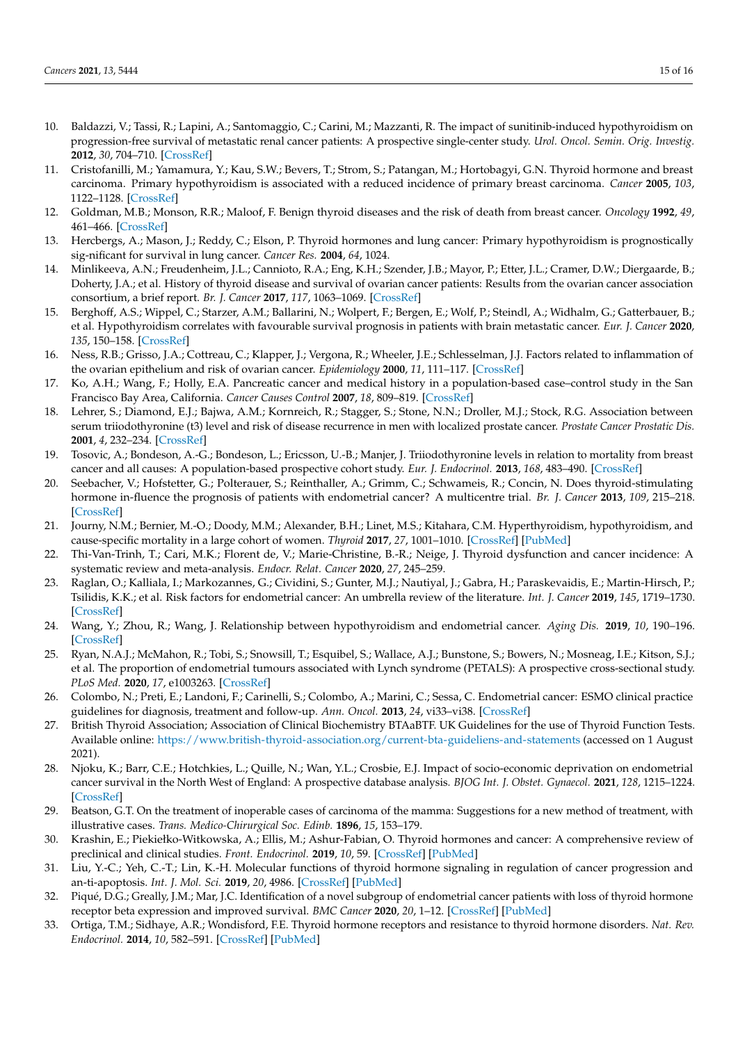10. Baldazzi, V.; Tassi, R.; Lapini, A.; Santomaggio, C.; Carini, M.; Mazzanti, R. The impact of sunitinib-induced hypothyroidism on progression-free survival of metastatic renal cancer patients: A prospective single-center study. *Urol. Oncol. Semin. Orig. Investig.* **2012**, *30*, 704–710. [CrossRef]
11. Cristofanilli, M.; Yamamura, Y.; Kau, S.W.; Bevers, T.; Strom, S.; Patangan, M.; Hortobagyi, G.N. Thyroid hormone and breast carcinoma. Primary hypothyroidism is associated with a reduced incidence of primary breast carcinoma. *Cancer* **2005**, *103*, 1122–1128. [CrossRef]
12. Goldman, M.B.; Monson, R.R.; Maloof, F. Benign thyroid diseases and the risk of death from breast cancer. *Oncology* **1992**, *49*, 461–466. [CrossRef]
13. Hercbergs, A.; Mason, J.; Reddy, C.; Elson, P. Thyroid hormones and lung cancer: Primary hypothyroidism is prognostically sig-nificant for survival in lung cancer. *Cancer Res.* **2004**, *64*, 1024.
14. Minlikeeva, A.N.; Freudenheim, J.L.; Cannioto, R.A.; Eng, K.H.; Szender, J.B.; Mayor, P.; Etter, J.L.; Cramer, D.W.; Diergaarde, B.; Doherty, J.A.; et al. History of thyroid disease and survival of ovarian cancer patients: Results from the ovarian cancer association consortium, a brief report. *Br. J. Cancer* **2017**, *117*, 1063–1069. [CrossRef]
15. Berghoff, A.S.; Wippel, C.; Starzer, A.M.; Ballarini, N.; Wolpert, F.; Bergen, E.; Wolf, P.; Steindl, A.; Widhalm, G.; Gatterbauer, B.; et al. Hypothyroidism correlates with favourable survival prognosis in patients with brain metastatic cancer. *Eur. J. Cancer* **2020**, *135*, 150–158. [CrossRef]
16. Ness, R.B.; Grisso, J.A.; Cottreau, C.; Klapper, J.; Vergona, R.; Wheeler, J.E.; Schlesselman, J.J. Factors related to inflammation of the ovarian epithelium and risk of ovarian cancer. *Epidemiology* **2000**, *11*, 111–117. [CrossRef]
17. Ko, A.H.; Wang, F.; Holly, E.A. Pancreatic cancer and medical history in a population-based case–control study in the San Francisco Bay Area, California. *Cancer Causes Control* **2007**, *18*, 809–819. [CrossRef]
18. Lehrer, S.; Diamond, E.J.; Bajwa, A.M.; Kornreich, R.; Stagger, S.; Stone, N.N.; Droller, M.J.; Stock, R.G. Association between serum triiodothyronine (t3) level and risk of disease recurrence in men with localized prostate cancer. *Prostate Cancer Prostatic Dis.* **2001**, *4*, 232–234. [CrossRef]
19. Tosovic, A.; Bondeson, A.-G.; Bondeson, L.; Ericsson, U.-B.; Manjer, J. Triiodothyronine levels in relation to mortality from breast cancer and all causes: A population-based prospective cohort study. *Eur. J. Endocrinol.* **2013**, *168*, 483–490. [CrossRef]
20. Seebacher, V.; Hofstetter, G.; Polterauer, S.; Reinthaller, A.; Grimm, C.; Schwameis, R.; Concin, N. Does thyroid-stimulating hormone in-fluence the prognosis of patients with endometrial cancer? A multicentre trial. *Br. J. Cancer* **2013**, *109*, 215–218. [CrossRef]
21. Journy, N.M.; Bernier, M.-O.; Doody, M.M.; Alexander, B.H.; Linet, M.S.; Kitahara, C.M. Hyperthyroidism, hypothyroidism, and cause-specific mortality in a large cohort of women. *Thyroid* **2017**, *27*, 1001–1010. [CrossRef] [PubMed]
22. Thi-Van-Trinh, T.; Cari, M.K.; Florent de, V.; Marie-Christine, B.-R.; Neige, J. Thyroid dysfunction and cancer incidence: A systematic review and meta-analysis. *Endocr. Relat. Cancer* **2020**, *27*, 245–259.
23. Raglan, O.; Kalliala, I.; Markozannes, G.; Cividini, S.; Gunter, M.J.; Nautiyal, J.; Gabra, H.; Paraskevaidis, E.; Martin-Hirsch, P.; Tsilidis, K.K.; et al. Risk factors for endometrial cancer: An umbrella review of the literature. *Int. J. Cancer* **2019**, *145*, 1719–1730. [CrossRef]
24. Wang, Y.; Zhou, R.; Wang, J. Relationship between hypothyroidism and endometrial cancer. *Aging Dis.* **2019**, *10*, 190–196. [CrossRef]
25. Ryan, N.A.J.; McMahon, R.; Tobi, S.; Snowsill, T.; Esquibel, S.; Wallace, A.J.; Bunstone, S.; Bowers, N.; Mosneag, I.E.; Kitson, S.J.; et al. The proportion of endometrial tumours associated with Lynch syndrome (PETALS): A prospective cross-sectional study. *PLoS Med.* **2020**, *17*, e1003263. [CrossRef]
26. Colombo, N.; Preti, E.; Landoni, F.; Carinelli, S.; Colombo, A.; Marini, C.; Sessa, C. Endometrial cancer: ESMO clinical practice guidelines for diagnosis, treatment and follow-up. *Ann. Oncol.* **2013**, *24*, vi33–vi38. [CrossRef]
27. British Thyroid Association; Association of Clinical Biochemistry BTAaBTF. UK Guidelines for the use of Thyroid Function Tests. Available online: https://www.british-thyroid-association.org/current-bta-guideliens-and-statements (accessed on 1 August 2021).
28. Njoku, K.; Barr, C.E.; Hotchkies, L.; Quille, N.; Wan, Y.L.; Crosbie, E.J. Impact of socio-economic deprivation on endometrial cancer survival in the North West of England: A prospective database analysis. *BJOG Int. J. Obstet. Gynaecol.* **2021**, *128*, 1215–1224. [CrossRef]
29. Beatson, G.T. On the treatment of inoperable cases of carcinoma of the mamma: Suggestions for a new method of treatment, with illustrative cases. *Trans. Medico-Chirurgical Soc. Edinb.* **1896**, *15*, 153–179.
30. Krashin, E.; Piekiełko-Witkowska, A.; Ellis, M.; Ashur-Fabian, O. Thyroid hormones and cancer: A comprehensive review of preclinical and clinical studies. *Front. Endocrinol.* **2019**, *10*, 59. [CrossRef] [PubMed]
31. Liu, Y.-C.; Yeh, C.-T.; Lin, K.-H. Molecular functions of thyroid hormone signaling in regulation of cancer progression and an-ti-apoptosis. *Int. J. Mol. Sci.* **2019**, *20*, 4986. [CrossRef] [PubMed]
32. Piqué, D.G.; Greally, J.M.; Mar, J.C. Identification of a novel subgroup of endometrial cancer patients with loss of thyroid hormone receptor beta expression and improved survival. *BMC Cancer* **2020**, *20*, 1–12. [CrossRef] [PubMed]
33. Ortiga, T.M.; Sidhaye, A.R.; Wondisford, F.E. Thyroid hormone receptors and resistance to thyroid hormone disorders. *Nat. Rev. Endocrinol.* **2014**, *10*, 582–591. [CrossRef] [PubMed]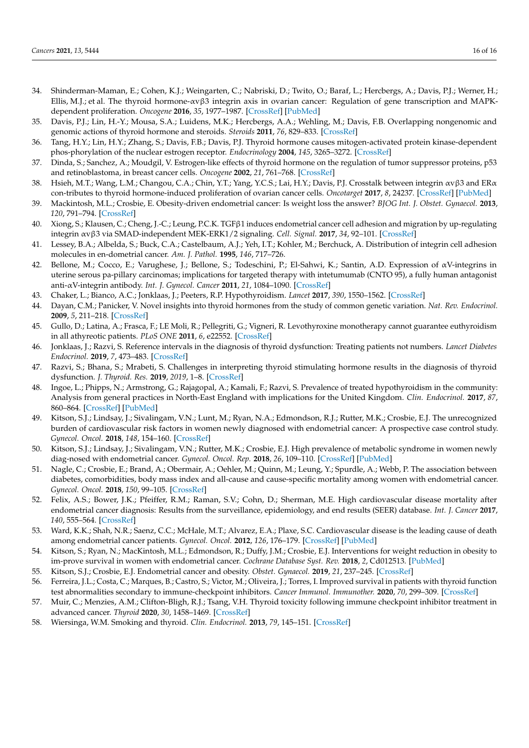34. Shinderman-Maman, E.; Cohen, K.J.; Weingarten, C.; Nabriski, D.; Twito, O.; Baraf, L.; Hercbergs, A.; Davis, P.J.; Werner, H.; Ellis, M.J.; et al. The thyroid hormone-αvβ3 integrin axis in ovarian cancer: Regulation of gene transcription and MAPK-dependent proliferation. *Oncogene* **2016**, *35*, 1977–1987. [CrossRef] [PubMed]
35. Davis, P.J.; Lin, H.-Y.; Mousa, S.A.; Luidens, M.K.; Hercbergs, A.A.; Wehling, M.; Davis, F.B. Overlapping nongenomic and genomic actions of thyroid hormone and steroids. *Steroids* **2011**, *76*, 829–833. [CrossRef]
36. Tang, H.Y.; Lin, H.Y.; Zhang, S.; Davis, F.B.; Davis, P.J. Thyroid hormone causes mitogen-activated protein kinase-dependent phos-phorylation of the nuclear estrogen receptor. *Endocrinology* **2004**, *145*, 3265–3272. [CrossRef]
37. Dinda, S.; Sanchez, A.; Moudgil, V. Estrogen-like effects of thyroid hormone on the regulation of tumor suppressor proteins, p53 and retinoblastoma, in breast cancer cells. *Oncogene* **2002**, *21*, 761–768. [CrossRef]
38. Hsieh, M.T.; Wang, L.M.; Changou, C.A.; Chin, Y.T.; Yang, Y.C.S.; Lai, H.Y.; Davis, P.J. Crosstalk between integrin αvβ3 and ERα con-tributes to thyroid hormone-induced proliferation of ovarian cancer cells. *Oncotarget* **2017**, *8*, 24237. [CrossRef] [PubMed]
39. Mackintosh, M.L.; Crosbie, E. Obesity-driven endometrial cancer: Is weight loss the answer? *BJOG Int. J. Obstet. Gynaecol.* **2013**, *120*, 791–794. [CrossRef]
40. Xiong, S.; Klausen, C.; Cheng, J.-C.; Leung, P.C.K. TGFβ1 induces endometrial cancer cell adhesion and migration by up-regulating integrin αvβ3 via SMAD-independent MEK-ERK1/2 signaling. *Cell. Signal.* **2017**, *34*, 92–101. [CrossRef]
41. Lessey, B.A.; Albelda, S.; Buck, C.A.; Castelbaum, A.J.; Yeh, I.T.; Kohler, M.; Berchuck, A. Distribution of integrin cell adhesion molecules in en-dometrial cancer. *Am. J. Pathol.* **1995**, *146*, 717–726.
42. Bellone, M.; Cocco, E.; Varughese, J.; Bellone, S.; Todeschini, P.; El-Sahwi, K.; Santin, A.D. Expression of αV-integrins in uterine serous pa-pillary carcinomas; implications for targeted therapy with intetumumab (CNTO 95), a fully human antagonist anti-αV-integrin antibody. *Int. J. Gynecol. Cancer* **2011**, *21*, 1084–1090. [CrossRef]
43. Chaker, L.; Bianco, A.C.; Jonklaas, J.; Peeters, R.P. Hypothyroidism. *Lancet* **2017**, *390*, 1550–1562. [CrossRef]
44. Dayan, C.M.; Panicker, V. Novel insights into thyroid hormones from the study of common genetic variation. *Nat. Rev. Endocrinol.* **2009**, *5*, 211–218. [CrossRef]
45. Gullo, D.; Latina, A.; Frasca, F.; LE Moli, R.; Pellegriti, G.; Vigneri, R. Levothyroxine monotherapy cannot guarantee euthyroidism in all athyreotic patients. *PLoS ONE* **2011**, *6*, e22552. [CrossRef]
46. Jonklaas, J.; Razvi, S. Reference intervals in the diagnosis of thyroid dysfunction: Treating patients not numbers. *Lancet Diabetes Endocrinol.* **2019**, *7*, 473–483. [CrossRef]
47. Razvi, S.; Bhana, S.; Mrabeti, S. Challenges in interpreting thyroid stimulating hormone results in the diagnosis of thyroid dysfunction. *J. Thyroid. Res.* **2019**, *2019*, 1–8. [CrossRef]
48. Ingoe, L.; Phipps, N.; Armstrong, G.; Rajagopal, A.; Kamali, F.; Razvi, S. Prevalence of treated hypothyroidism in the community: Analysis from general practices in North-East England with implications for the United Kingdom. *Clin. Endocrinol.* **2017**, *87*, 860–864. [CrossRef] [PubMed]
49. Kitson, S.J.; Lindsay, J.; Sivalingam, V.N.; Lunt, M.; Ryan, N.A.; Edmondson, R.J.; Rutter, M.K.; Crosbie, E.J. The unrecognized burden of cardiovascular risk factors in women newly diagnosed with endometrial cancer: A prospective case control study. *Gynecol. Oncol.* **2018**, *148*, 154–160. [CrossRef]
50. Kitson, S.J.; Lindsay, J.; Sivalingam, V.N.; Rutter, M.K.; Crosbie, E.J. High prevalence of metabolic syndrome in women newly diag-nosed with endometrial cancer. *Gynecol. Oncol. Rep.* **2018**, *26*, 109–110. [CrossRef] [PubMed]
51. Nagle, C.; Crosbie, E.; Brand, A.; Obermair, A.; Oehler, M.; Quinn, M.; Leung, Y.; Spurdle, A.; Webb, P. The association between diabetes, comorbidities, body mass index and all-cause and cause-specific mortality among women with endometrial cancer. *Gynecol. Oncol.* **2018**, *150*, 99–105. [CrossRef]
52. Felix, A.S.; Bower, J.K.; Pfeiffer, R.M.; Raman, S.V.; Cohn, D.; Sherman, M.E. High cardiovascular disease mortality after endometrial cancer diagnosis: Results from the surveillance, epidemiology, and end results (SEER) database. *Int. J. Cancer* **2017**, *140*, 555–564. [CrossRef]
53. Ward, K.K.; Shah, N.R.; Saenz, C.C.; McHale, M.T.; Alvarez, E.A.; Plaxe, S.C. Cardiovascular disease is the leading cause of death among endometrial cancer patients. *Gynecol. Oncol.* **2012**, *126*, 176–179. [CrossRef] [PubMed]
54. Kitson, S.; Ryan, N.; MacKintosh, M.L.; Edmondson, R.; Duffy, J.M.; Crosbie, E.J. Interventions for weight reduction in obesity to im-prove survival in women with endometrial cancer. *Cochrane Database Syst. Rev.* **2018**, *2*, Cd012513. [PubMed]
55. Kitson, S.J.; Crosbie, E.J. Endometrial cancer and obesity. *Obstet. Gynaecol.* **2019**, *21*, 237–245. [CrossRef]
56. Ferreira, J.L.; Costa, C.; Marques, B.; Castro, S.; Victor, M.; Oliveira, J.; Torres, I. Improved survival in patients with thyroid function test abnormalities secondary to immune-checkpoint inhibitors. *Cancer Immunol. Immunother.* **2020**, *70*, 299–309. [CrossRef]
57. Muir, C.; Menzies, A.M.; Clifton-Bligh, R.J.; Tsang, V.H. Thyroid toxicity following immune checkpoint inhibitor treatment in advanced cancer. *Thyroid* **2020**, *30*, 1458–1469. [CrossRef]
58. Wiersinga, W.M. Smoking and thyroid. *Clin. Endocrinol.* **2013**, *79*, 145–151. [CrossRef]